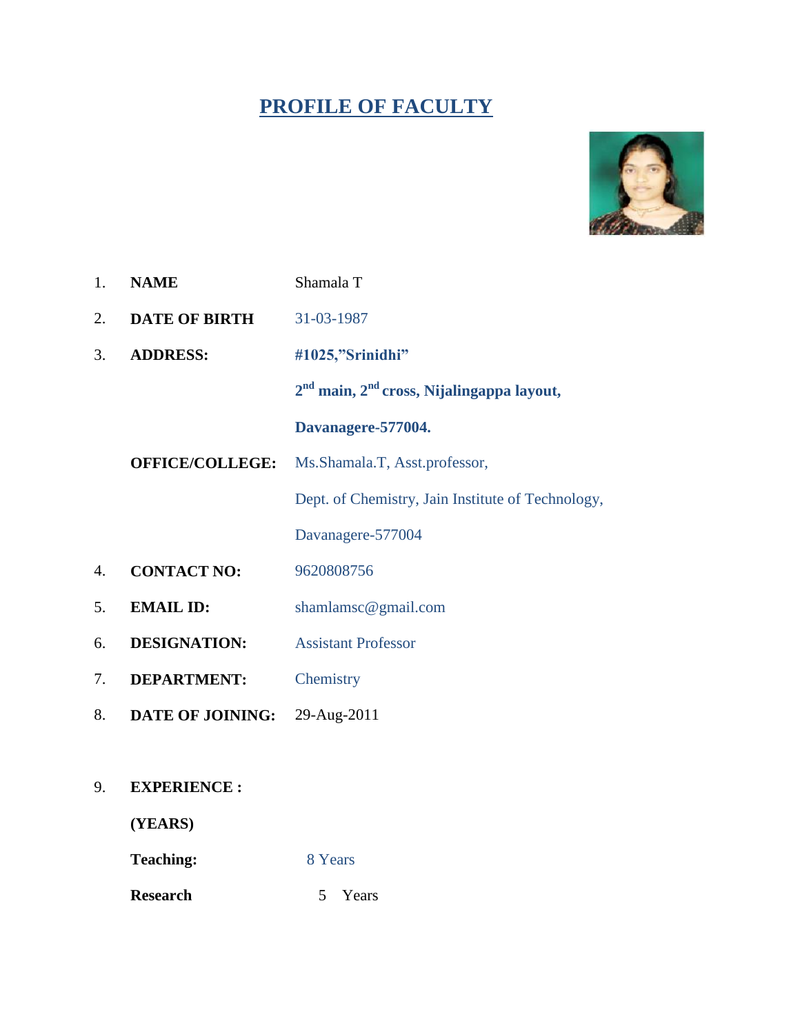# PROFILE OF FACULTY

1. **NAME** Shamala T
2. **DATE OF BIRTH** 31-03-1987
3. **ADDRESS:** **#1025,"Srinidhi"**

   **2nd main, 2nd cross, Nijalingappa layout,**

   **Davanagere-577004.**

   **OFFICE/COLLEGE:** Ms.Shamala.T, Asst.professor,

   Dept. of Chemistry, Jain Institute of Technology,

   Davanagere-577004
4. **CONTACT NO:** 9620808756
5. **EMAIL ID:** shamlamsc@gmail.com
6. **DESIGNATION:** Assistant Professor
7. **DEPARTMENT:** Chemistry
8. **DATE OF JOINING:** 29-Aug-2011
9. **EXPERIENCE :**

   **(YEARS)**

   **Teaching:** 8 Years

   **Research** 5 Years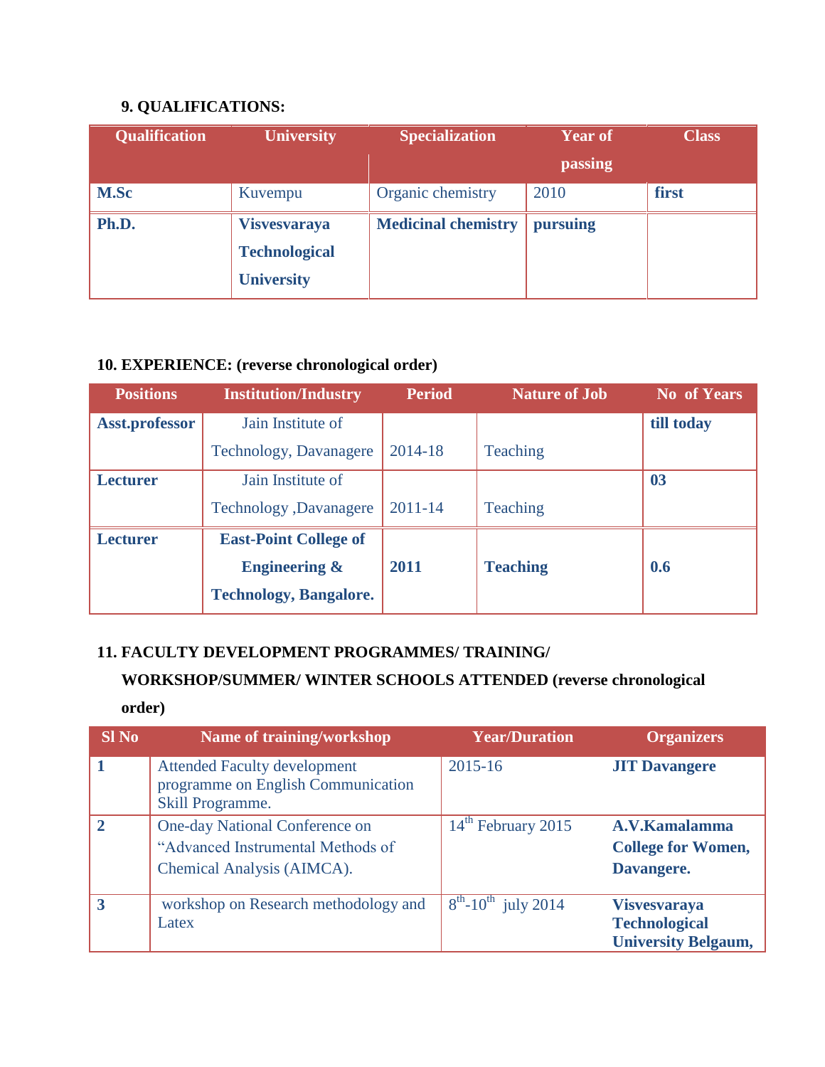**9. QUALIFICATIONS:**

| Qualification | University | Specialization | Year of passing | Class |
|---|---|---|---|---|
| **M.Sc** | Kuvempu | Organic chemistry | 2010 | **first** |
| **Ph.D.** | **Visvesvaraya Technological University** | **Medicinal chemistry** | **pursuing** | |

**10. EXPERIENCE: (reverse chronological order)**

| Positions | Institution/Industry | Period | Nature of Job | No of Years |
|---|---|---|---|---|
| **Asst.professor** | Jain Institute of Technology, Davanagere | 2014-18 | Teaching | **till today** |
| **Lecturer** | Jain Institute of Technology ,Davanagere | 2011-14 | Teaching | **03** |
| **Lecturer** | **East-Point College of Engineering & Technology, Bangalore.** | **2011** | **Teaching** | **0.6** |

**11. FACULTY DEVELOPMENT PROGRAMMES/ TRAINING/ WORKSHOP/SUMMER/ WINTER SCHOOLS ATTENDED (reverse chronological order)**

| Sl No | Name of training/workshop | Year/Duration | Organizers |
|---|---|---|---|
| **1** | Attended Faculty development programme on English Communication Skill Programme. | 2015-16 | **JIT Davangere** |
| **2** | One-day National Conference on “Advanced Instrumental Methods of Chemical Analysis (AIMCA). | 14th February 2015 | **A.V.Kamalamma College for Women, Davangere.** |
| **3** | workshop on Research methodology and Latex | 8th-10th july 2014 | **Visvesvaraya Technological University Belgaum,** |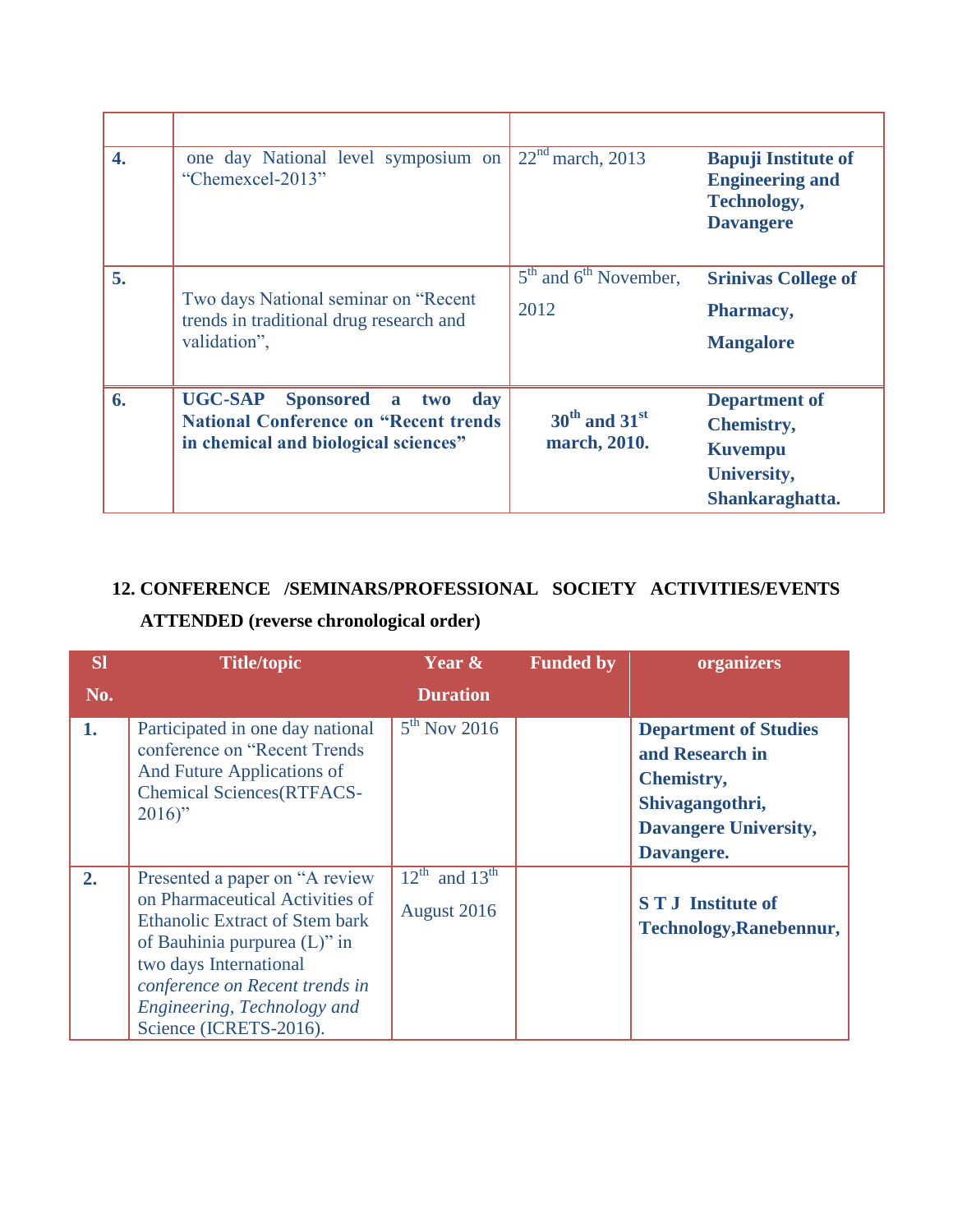| | | | |
|---|---|---|---|
| 4. | one day National level symposium on "Chemexcel-2013" | 22nd march, 2013 | **Bapuji Institute of Engineering and Technology, Davangere** |
| 5. | Two days National seminar on "Recent trends in traditional drug research and validation", | 5th and 6th November, 2012 | **Srinivas College of Pharmacy, Mangalore** |
| **6.** | **UGC-SAP Sponsored a two day National Conference on "Recent trends in chemical and biological sciences"** | **30th and 31st march, 2010.** | **Department of Chemistry, Kuvempu University, Shankaraghatta.** |

## 12. CONFERENCE /SEMINARS/PROFESSIONAL SOCIETY ACTIVITIES/EVENTS ATTENDED (reverse chronological order)

| Sl No. | Title/topic | Year & Duration | Funded by | organizers |
|---|---|---|---|---|
| **1.** | Participated in one day national conference on "Recent Trends And Future Applications of Chemical Sciences(RTFACS-2016)" | 5th Nov 2016 | | **Department of Studies and Research in Chemistry, Shivagangothri, Davangere University, Davangere.** |
| **2.** | Presented a paper on "A review on Pharmaceutical Activities of Ethanolic Extract of Stem bark of Bauhinia purpurea (L)" in two days International *conference on Recent trends in Engineering, Technology and* Science (ICRETS-2016). | 12th and 13th August 2016 | | **S T J Institute of Technology,Ranebennur,** |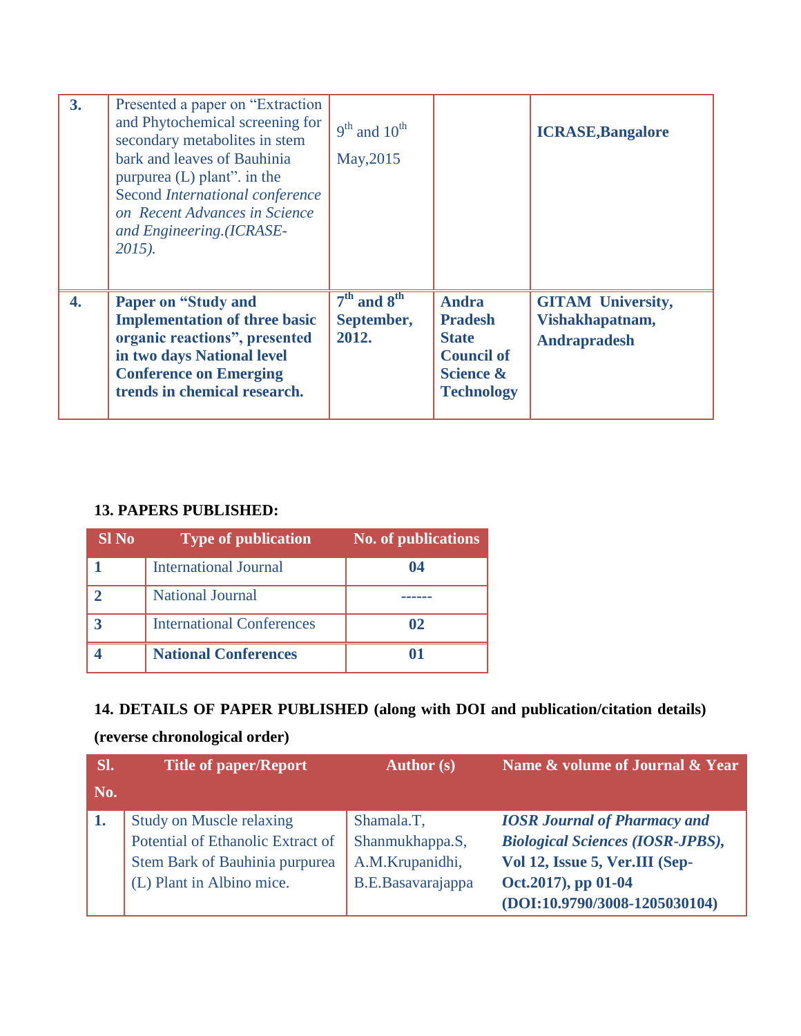| | | | | |
|---|---|---|---|---|
| **3.** | Presented a paper on "Extraction and Phytochemical screening for secondary metabolites in stem bark and leaves of Bauhinia purpurea (L) plant". in the Second *International conference on Recent Advances in Science and Engineering.(ICRASE-2015).* | 9th and 10th May,2015 | | **ICRASE,Bangalore** |
| **4.** | **Paper on "Study and Implementation of three basic organic reactions", presented in two days National level Conference on Emerging trends in chemical research.** | **7th and 8th September, 2012.** | **Andra Pradesh State Council of Science & Technology** | **GITAM University, Vishakhapatnam, Andrapradesh** |

**13. PAPERS PUBLISHED:**

| Sl No | Type of publication | No. of publications |
|---|---|---|
| **1** | International Journal | **04** |
| **2** | National Journal | ------ |
| **3** | International Conferences | **02** |
| **4** | **National Conferences** | **01** |

**14. DETAILS OF PAPER PUBLISHED (along with DOI and publication/citation details) (reverse chronological order)**

| Sl. No. | Title of paper/Report | Author (s) | Name & volume of Journal & Year |
|---|---|---|---|
| **1.** | Study on Muscle relaxing Potential of Ethanolic Extract of Stem Bark of Bauhinia purpurea (L) Plant in Albino mice. | Shamala.T, Shanmukhappa.S, A.M.Krupanidhi, B.E.Basavarajappa | ***IOSR Journal of Pharmacy and Biological Sciences (IOSR-JPBS),*** **Vol 12, Issue 5, Ver.III (Sep-Oct.2017), pp 01-04 (DOI:10.9790/3008-1205030104)** |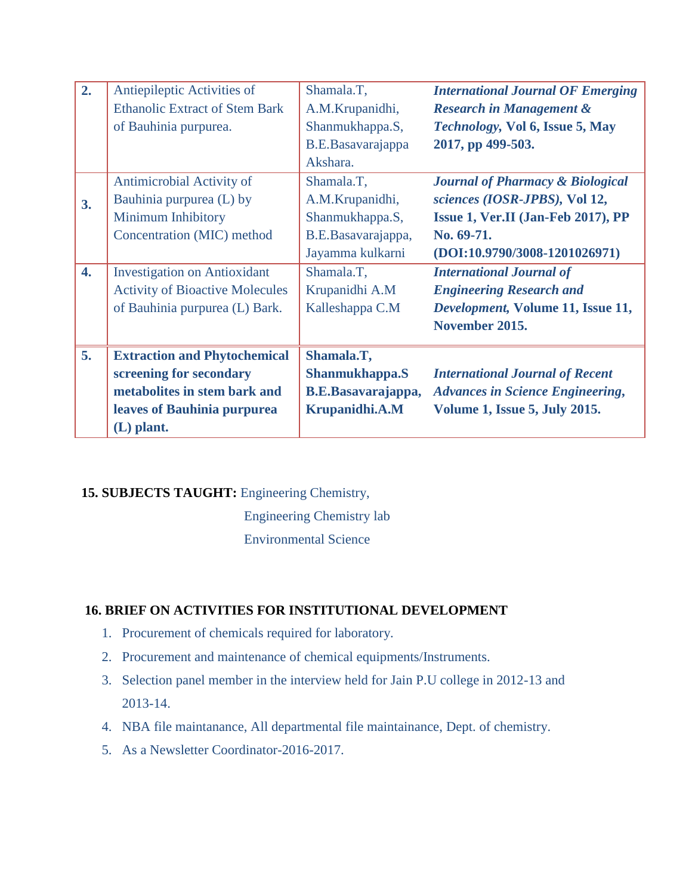| | | | |
|---|---|---|---|
| **2.** | Antiepileptic Activities of Ethanolic Extract of Stem Bark of Bauhinia purpurea. | Shamala.T, A.M.Krupanidhi, Shanmukhappa.S, B.E.Basavarajappa Akshara. | ***International Journal OF Emerging Research in Management & Technology*, Vol 6, Issue 5, May 2017, pp 499-503.** |
| **3.** | Antimicrobial Activity of Bauhinia purpurea (L) by Minimum Inhibitory Concentration (MIC) method | Shamala.T, A.M.Krupanidhi, Shanmukhappa.S, B.E.Basavarajappa, Jayamma kulkarni | ***Journal of Pharmacy & Biological sciences (IOSR-JPBS)*, Vol 12, Issue 1, Ver.II (Jan-Feb 2017), PP No. 69-71. (DOI:10.9790/3008-1201026971)** |
| **4.** | Investigation on Antioxidant Activity of Bioactive Molecules of Bauhinia purpurea (L) Bark. | Shamala.T, Krupanidhi A.M Kalleshappa C.M | ***International Journal of Engineering Research and Development*, Volume 11, Issue 11, November 2015.** |
| **5.** | **Extraction and Phytochemical screening for secondary metabolites in stem bark and leaves of Bauhinia purpurea (L) plant.** | **Shamala.T, Shanmukhappa.S B.E.Basavarajappa, Krupanidhi.A.M** | ***International Journal of Recent Advances in Science Engineering*, Volume 1, Issue 5, July 2015.** |

**15. SUBJECTS TAUGHT:** Engineering Chemistry,

Engineering Chemistry lab

Environmental Science

**16. BRIEF ON ACTIVITIES FOR INSTITUTIONAL DEVELOPMENT**

1. Procurement of chemicals required for laboratory.
2. Procurement and maintenance of chemical equipments/Instruments.
3. Selection panel member in the interview held for Jain P.U college in 2012-13 and 2013-14.
4. NBA file maintanance, All departmental file maintainance, Dept. of chemistry.
5. As a Newsletter Coordinator-2016-2017.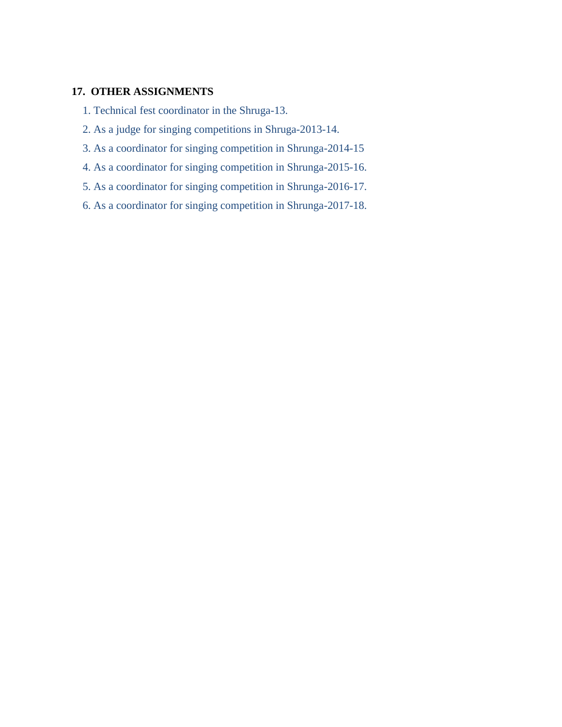**17. OTHER ASSIGNMENTS**

1. Technical fest coordinator in the Shruga-13.
2. As a judge for singing competitions in Shruga-2013-14.
3. As a coordinator for singing competition in Shrunga-2014-15
4. As a coordinator for singing competition in Shrunga-2015-16.
5. As a coordinator for singing competition in Shrunga-2016-17.
6. As a coordinator for singing competition in Shrunga-2017-18.